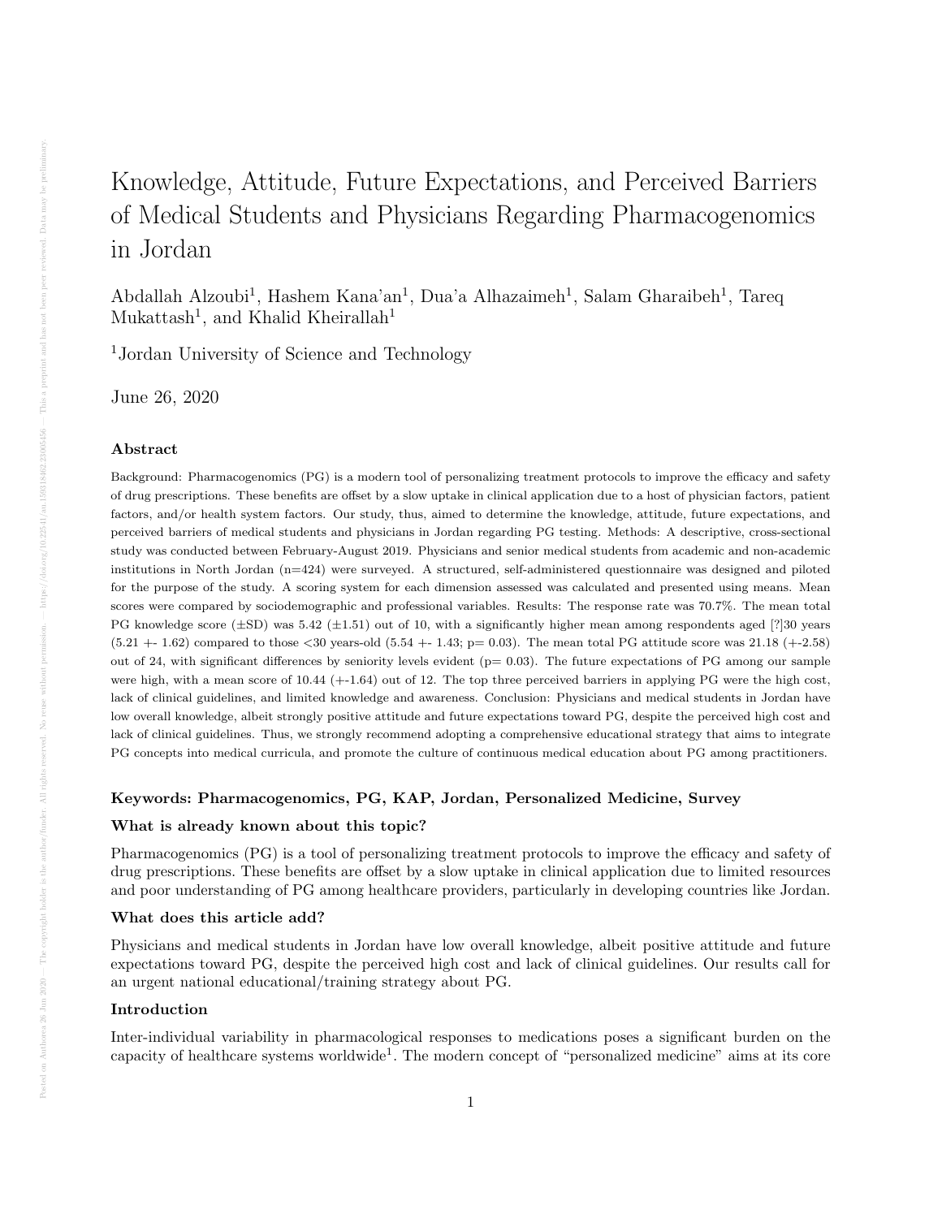# Knowledge, Attitude, Future Expectations, and Perceived Barriers of Medical Students and Physicians Regarding Pharmacogenomics in Jordan

Abdallah Alzoubi[1], Hashem Kana'an[1], Dua'a Alhazaimeh[1], Salam Gharaibeh[1], Tareq Mukattash[1], and Khalid Kheirallah[1]

[1]Jordan University of Science and Technology

June 26, 2020

### Abstract

Background: Pharmacogenomics (PG) is a modern tool of personalizing treatment protocols to improve the efficacy and safety of drug prescriptions. These benefits are offset by a slow uptake in clinical application due to a host of physician factors, patient factors, and/or health system factors. Our study, thus, aimed to determine the knowledge, attitude, future expectations, and perceived barriers of medical students and physicians in Jordan regarding PG testing. Methods: A descriptive, cross-sectional study was conducted between February-August 2019. Physicians and senior medical students from academic and non-academic institutions in North Jordan (n=424) were surveyed. A structured, self-administered questionnaire was designed and piloted for the purpose of the study. A scoring system for each dimension assessed was calculated and presented using means. Mean scores were compared by sociodemographic and professional variables. Results: The response rate was 70.7%. The mean total PG knowledge score (±SD) was 5.42 (±1.51) out of 10, with a significantly higher mean among respondents aged [?]30 years (5.21 +- 1.62) compared to those <30 years-old (5.54 +- 1.43; p= 0.03). The mean total PG attitude score was 21.18 (+-2.58) out of 24, with significant differences by seniority levels evident (p= 0.03). The future expectations of PG among our sample were high, with a mean score of 10.44 (+-1.64) out of 12. The top three perceived barriers in applying PG were the high cost, lack of clinical guidelines, and limited knowledge and awareness. Conclusion: Physicians and medical students in Jordan have low overall knowledge, albeit strongly positive attitude and future expectations toward PG, despite the perceived high cost and lack of clinical guidelines. Thus, we strongly recommend adopting a comprehensive educational strategy that aims to integrate PG concepts into medical curricula, and promote the culture of continuous medical education about PG among practitioners.

**Keywords: Pharmacogenomics, PG, KAP, Jordan, Personalized Medicine, Survey**

### What is already known about this topic?

Pharmacogenomics (PG) is a tool of personalizing treatment protocols to improve the efficacy and safety of drug prescriptions. These benefits are offset by a slow uptake in clinical application due to limited resources and poor understanding of PG among healthcare providers, particularly in developing countries like Jordan.

### What does this article add?

Physicians and medical students in Jordan have low overall knowledge, albeit positive attitude and future expectations toward PG, despite the perceived high cost and lack of clinical guidelines. Our results call for an urgent national educational/training strategy about PG.

### Introduction

Inter-individual variability in pharmacological responses to medications poses a significant burden on the capacity of healthcare systems worldwide[1]. The modern concept of "personalized medicine" aims at its core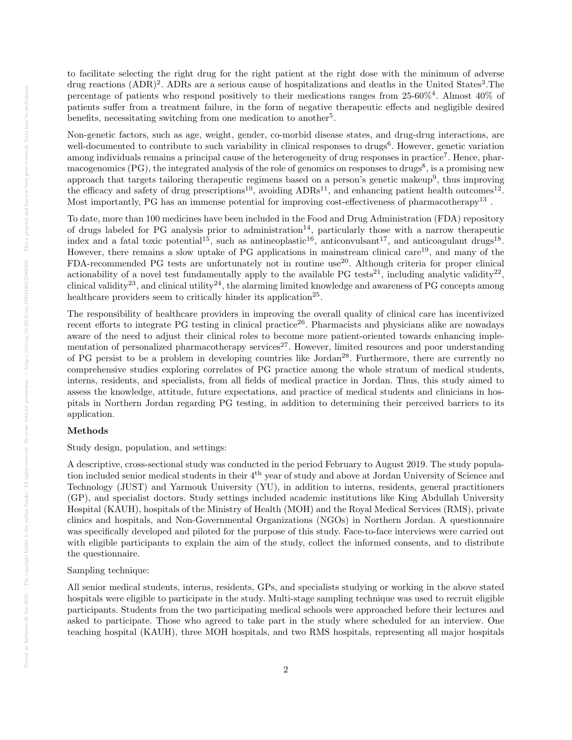to facilitate selecting the right drug for the right patient at the right dose with the minimum of adverse drug reactions (ADR)[2]. ADRs are a serious cause of hospitalizations and deaths in the United States[3].The percentage of patients who respond positively to their medications ranges from 25-60%[4]. Almost 40% of patients suffer from a treatment failure, in the form of negative therapeutic effects and negligible desired benefits, necessitating switching from one medication to another[5].

Non-genetic factors, such as age, weight, gender, co-morbid disease states, and drug-drug interactions, are well-documented to contribute to such variability in clinical responses to drugs[6]. However, genetic variation among individuals remains a principal cause of the heterogeneity of drug responses in practice[7]. Hence, pharmacogenomics (PG), the integrated analysis of the role of genomics on responses to drugs[8], is a promising new approach that targets tailoring therapeutic regimens based on a person's genetic makeup[9], thus improving the efficacy and safety of drug prescriptions[10], avoiding ADRs[11], and enhancing patient health outcomes[12]. Most importantly, PG has an immense potential for improving cost-effectiveness of pharmacotherapy[13] .

To date, more than 100 medicines have been included in the Food and Drug Administration (FDA) repository of drugs labeled for PG analysis prior to administration[14], particularly those with a narrow therapeutic index and a fatal toxic potential[15], such as antineoplastic[16], anticonvulsant[17], and anticoagulant drugs[18]. However, there remains a slow uptake of PG applications in mainstream clinical care[19], and many of the FDA-recommended PG tests are unfortunately not in routine use[20]. Although criteria for proper clinical actionability of a novel test fundamentally apply to the available PG tests[21], including analytic validity[22], clinical validity[23], and clinical utility[24], the alarming limited knowledge and awareness of PG concepts among healthcare providers seem to critically hinder its application[25].

The responsibility of healthcare providers in improving the overall quality of clinical care has incentivized recent efforts to integrate PG testing in clinical practice[26]. Pharmacists and physicians alike are nowadays aware of the need to adjust their clinical roles to become more patient-oriented towards enhancing implementation of personalized pharmacotherapy services[27]. However, limited resources and poor understanding of PG persist to be a problem in developing countries like Jordan[28]. Furthermore, there are currently no comprehensive studies exploring correlates of PG practice among the whole stratum of medical students, interns, residents, and specialists, from all fields of medical practice in Jordan. Thus, this study aimed to assess the knowledge, attitude, future expectations, and practice of medical students and clinicians in hospitals in Northern Jordan regarding PG testing, in addition to determining their perceived barriers to its application.

## Methods

Study design, population, and settings:

A descriptive, cross-sectional study was conducted in the period February to August 2019. The study population included senior medical students in their 4$^{th}$ year of study and above at Jordan University of Science and Technology (JUST) and Yarmouk University (YU), in addition to interns, residents, general practitioners (GP), and specialist doctors. Study settings included academic institutions like King Abdullah University Hospital (KAUH), hospitals of the Ministry of Health (MOH) and the Royal Medical Services (RMS), private clinics and hospitals, and Non-Governmental Organizations (NGOs) in Northern Jordan. A questionnaire was specifically developed and piloted for the purpose of this study. Face-to-face interviews were carried out with eligible participants to explain the aim of the study, collect the informed consents, and to distribute the questionnaire.

Sampling technique:

All senior medical students, interns, residents, GPs, and specialists studying or working in the above stated hospitals were eligible to participate in the study. Multi-stage sampling technique was used to recruit eligible participants. Students from the two participating medical schools were approached before their lectures and asked to participate. Those who agreed to take part in the study where scheduled for an interview. One teaching hospital (KAUH), three MOH hospitals, and two RMS hospitals, representing all major hospitals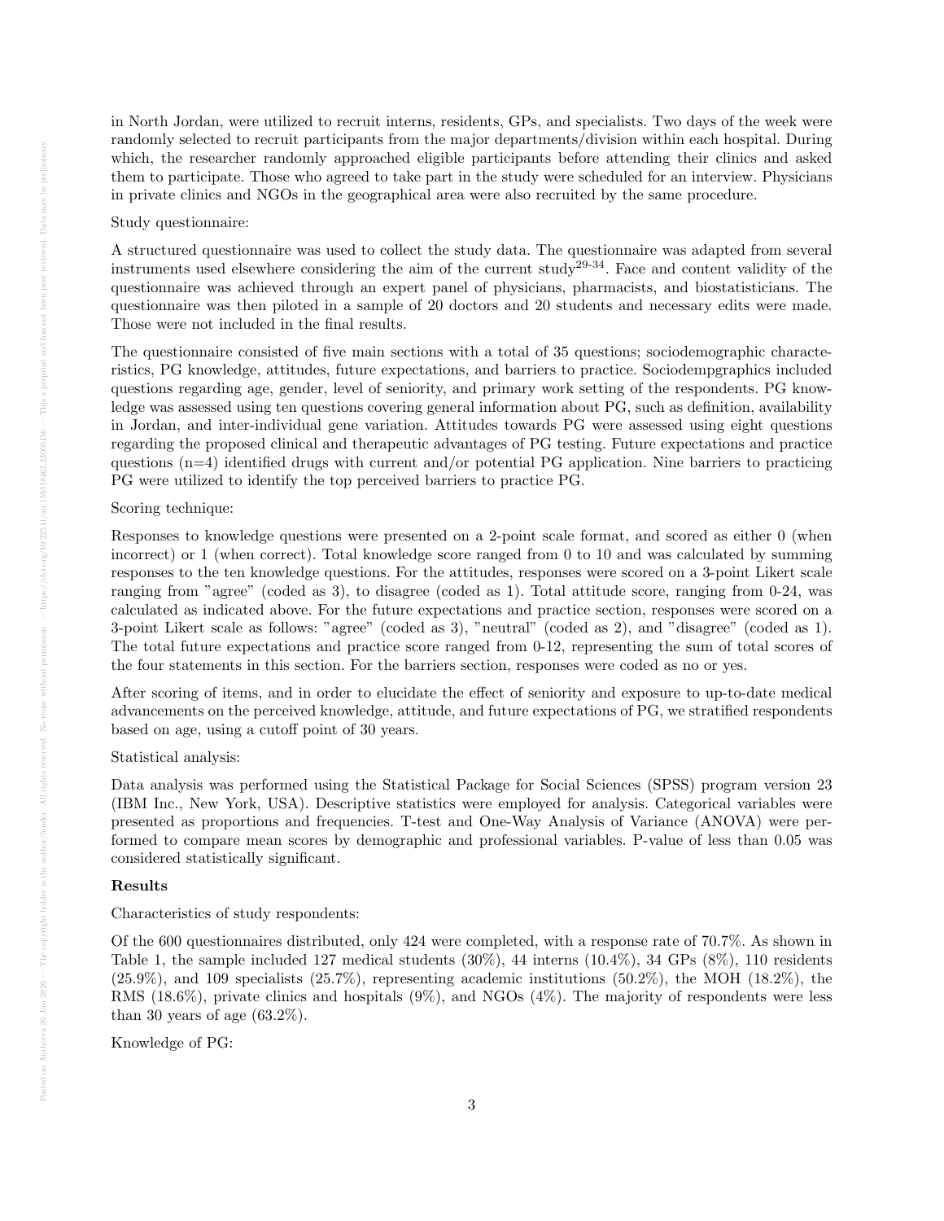in North Jordan, were utilized to recruit interns, residents, GPs, and specialists. Two days of the week were randomly selected to recruit participants from the major departments/division within each hospital. During which, the researcher randomly approached eligible participants before attending their clinics and asked them to participate. Those who agreed to take part in the study were scheduled for an interview. Physicians in private clinics and NGOs in the geographical area were also recruited by the same procedure.

Study questionnaire:

A structured questionnaire was used to collect the study data. The questionnaire was adapted from several instruments used elsewhere considering the aim of the current study[29-34]. Face and content validity of the questionnaire was achieved through an expert panel of physicians, pharmacists, and biostatisticians. The questionnaire was then piloted in a sample of 20 doctors and 20 students and necessary edits were made. Those were not included in the final results.

The questionnaire consisted of five main sections with a total of 35 questions; sociodemographic characteristics, PG knowledge, attitudes, future expectations, and barriers to practice. Sociodempgraphics included questions regarding age, gender, level of seniority, and primary work setting of the respondents. PG knowledge was assessed using ten questions covering general information about PG, such as definition, availability in Jordan, and inter-individual gene variation. Attitudes towards PG were assessed using eight questions regarding the proposed clinical and therapeutic advantages of PG testing. Future expectations and practice questions (n=4) identified drugs with current and/or potential PG application. Nine barriers to practicing PG were utilized to identify the top perceived barriers to practice PG.

Scoring technique:

Responses to knowledge questions were presented on a 2-point scale format, and scored as either 0 (when incorrect) or 1 (when correct). Total knowledge score ranged from 0 to 10 and was calculated by summing responses to the ten knowledge questions. For the attitudes, responses were scored on a 3-point Likert scale ranging from "agree" (coded as 3), to disagree (coded as 1). Total attitude score, ranging from 0-24, was calculated as indicated above. For the future expectations and practice section, responses were scored on a 3-point Likert scale as follows: "agree" (coded as 3), "neutral" (coded as 2), and "disagree" (coded as 1). The total future expectations and practice score ranged from 0-12, representing the sum of total scores of the four statements in this section. For the barriers section, responses were coded as no or yes.

After scoring of items, and in order to elucidate the effect of seniority and exposure to up-to-date medical advancements on the perceived knowledge, attitude, and future expectations of PG, we stratified respondents based on age, using a cutoff point of 30 years.

Statistical analysis:

Data analysis was performed using the Statistical Package for Social Sciences (SPSS) program version 23 (IBM Inc., New York, USA). Descriptive statistics were employed for analysis. Categorical variables were presented as proportions and frequencies. T-test and One-Way Analysis of Variance (ANOVA) were performed to compare mean scores by demographic and professional variables. P-value of less than 0.05 was considered statistically significant.

## Results

Characteristics of study respondents:

Of the 600 questionnaires distributed, only 424 were completed, with a response rate of 70.7%. As shown in Table 1, the sample included 127 medical students (30%), 44 interns (10.4%), 34 GPs (8%), 110 residents (25.9%), and 109 specialists (25.7%), representing academic institutions (50.2%), the MOH (18.2%), the RMS (18.6%), private clinics and hospitals (9%), and NGOs (4%). The majority of respondents were less than 30 years of age (63.2%).

Knowledge of PG: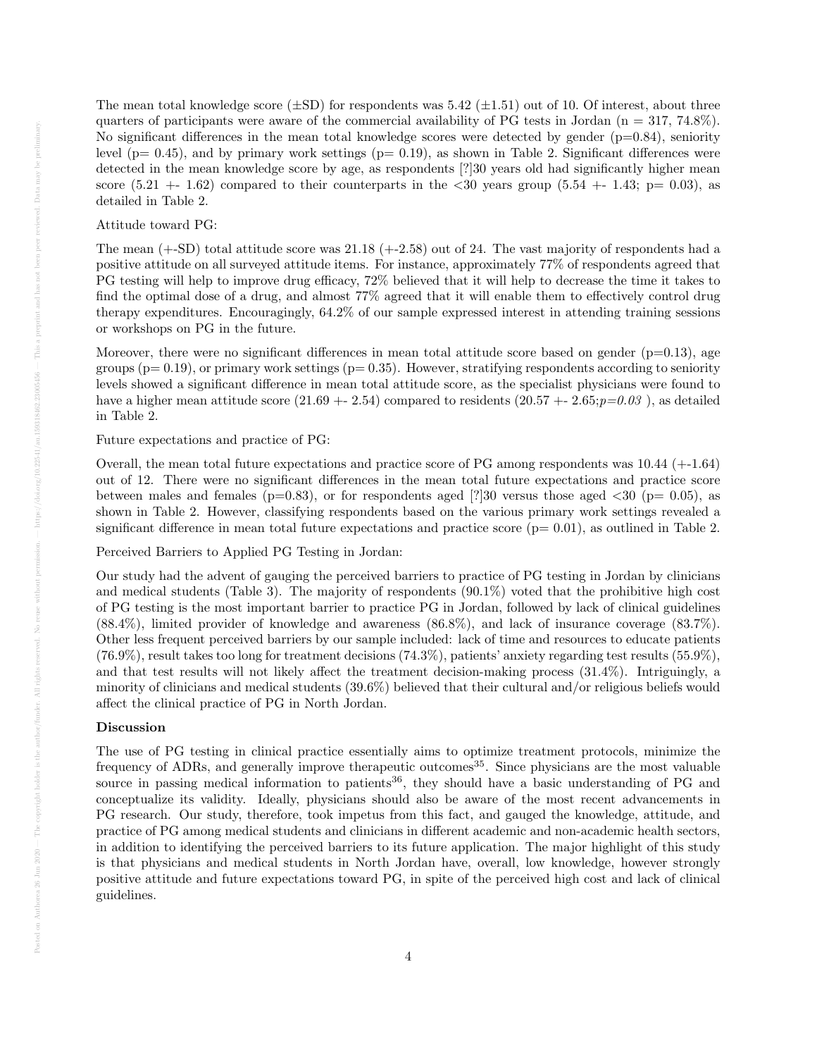The mean total knowledge score (±SD) for respondents was 5.42 (±1.51) out of 10. Of interest, about three quarters of participants were aware of the commercial availability of PG tests in Jordan (n = 317, 74.8%). No significant differences in the mean total knowledge scores were detected by gender (p=0.84), seniority level (p= 0.45), and by primary work settings (p= 0.19), as shown in Table 2. Significant differences were detected in the mean knowledge score by age, as respondents [?]30 years old had significantly higher mean score (5.21 +- 1.62) compared to their counterparts in the <30 years group (5.54 +- 1.43; p= 0.03), as detailed in Table 2.

Attitude toward PG:

The mean (+-SD) total attitude score was 21.18 (+-2.58) out of 24. The vast majority of respondents had a positive attitude on all surveyed attitude items. For instance, approximately 77% of respondents agreed that PG testing will help to improve drug efficacy, 72% believed that it will help to decrease the time it takes to find the optimal dose of a drug, and almost 77% agreed that it will enable them to effectively control drug therapy expenditures. Encouragingly, 64.2% of our sample expressed interest in attending training sessions or workshops on PG in the future.

Moreover, there were no significant differences in mean total attitude score based on gender (p=0.13), age groups (p= 0.19), or primary work settings (p= 0.35). However, stratifying respondents according to seniority levels showed a significant difference in mean total attitude score, as the specialist physicians were found to have a higher mean attitude score (21.69 +- 2.54) compared to residents (20.57 +- 2.65;*p=0.03* ), as detailed in Table 2.

Future expectations and practice of PG:

Overall, the mean total future expectations and practice score of PG among respondents was 10.44 (+-1.64) out of 12. There were no significant differences in the mean total future expectations and practice score between males and females (p=0.83), or for respondents aged [?]30 versus those aged <30 (p= 0.05), as shown in Table 2. However, classifying respondents based on the various primary work settings revealed a significant difference in mean total future expectations and practice score (p= 0.01), as outlined in Table 2.

Perceived Barriers to Applied PG Testing in Jordan:

Our study had the advent of gauging the perceived barriers to practice of PG testing in Jordan by clinicians and medical students (Table 3). The majority of respondents (90.1%) voted that the prohibitive high cost of PG testing is the most important barrier to practice PG in Jordan, followed by lack of clinical guidelines (88.4%), limited provider of knowledge and awareness (86.8%), and lack of insurance coverage (83.7%). Other less frequent perceived barriers by our sample included: lack of time and resources to educate patients (76.9%), result takes too long for treatment decisions (74.3%), patients' anxiety regarding test results (55.9%), and that test results will not likely affect the treatment decision-making process (31.4%). Intriguingly, a minority of clinicians and medical students (39.6%) believed that their cultural and/or religious beliefs would affect the clinical practice of PG in North Jordan.

### Discussion

The use of PG testing in clinical practice essentially aims to optimize treatment protocols, minimize the frequency of ADRs, and generally improve therapeutic outcomes[35]. Since physicians are the most valuable source in passing medical information to patients[36], they should have a basic understanding of PG and conceptualize its validity. Ideally, physicians should also be aware of the most recent advancements in PG research. Our study, therefore, took impetus from this fact, and gauged the knowledge, attitude, and practice of PG among medical students and clinicians in different academic and non-academic health sectors, in addition to identifying the perceived barriers to its future application. The major highlight of this study is that physicians and medical students in North Jordan have, overall, low knowledge, however strongly positive attitude and future expectations toward PG, in spite of the perceived high cost and lack of clinical guidelines.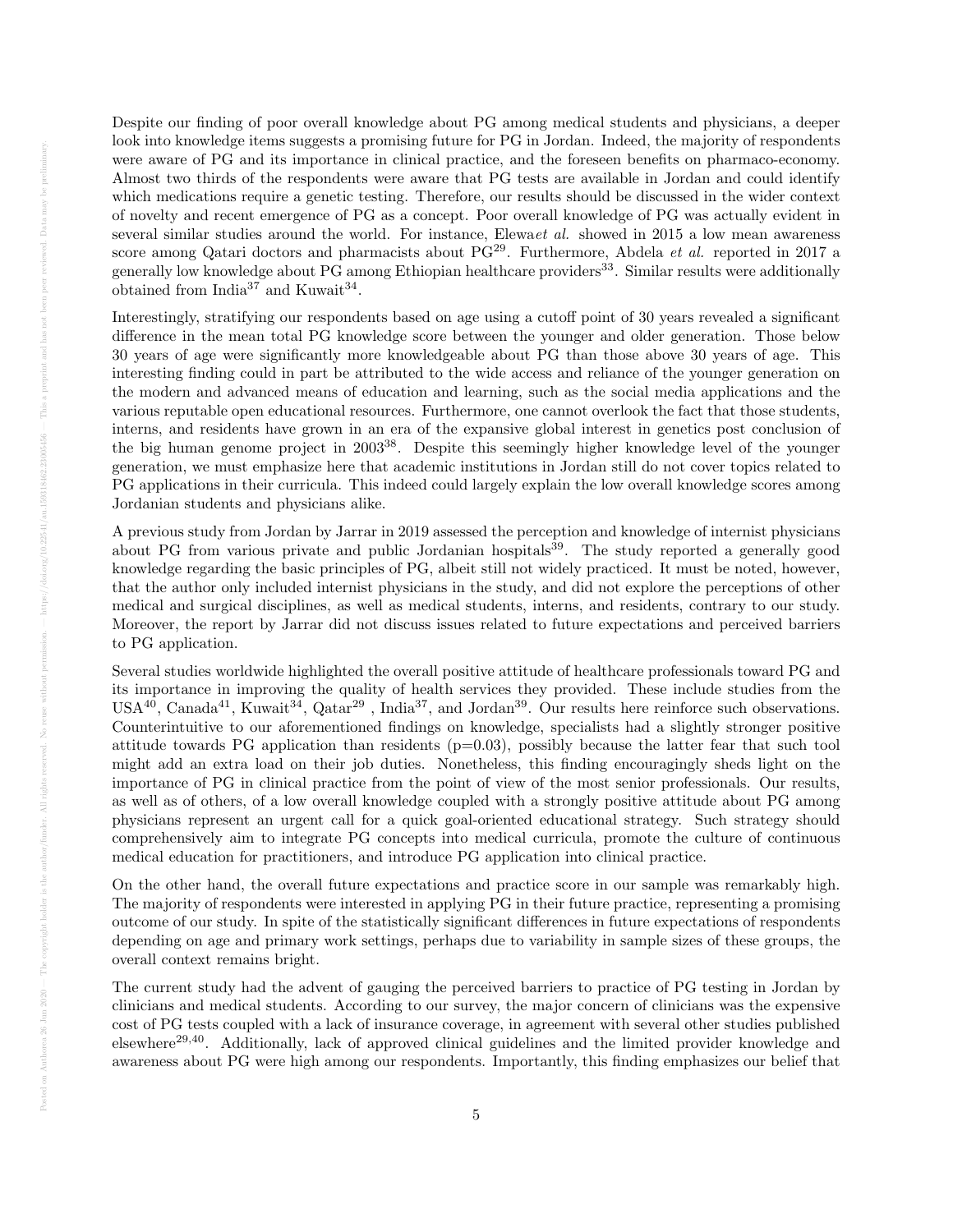Despite our finding of poor overall knowledge about PG among medical students and physicians, a deeper look into knowledge items suggests a promising future for PG in Jordan. Indeed, the majority of respondents were aware of PG and its importance in clinical practice, and the foreseen benefits on pharmaco-economy. Almost two thirds of the respondents were aware that PG tests are available in Jordan and could identify which medications require a genetic testing. Therefore, our results should be discussed in the wider context of novelty and recent emergence of PG as a concept. Poor overall knowledge of PG was actually evident in several similar studies around the world. For instance, Elewa*et al.* showed in 2015 a low mean awareness score among Qatari doctors and pharmacists about PG[29]. Furthermore, Abdela *et al.* reported in 2017 a generally low knowledge about PG among Ethiopian healthcare providers[33]. Similar results were additionally obtained from India[37] and Kuwait[34].

Interestingly, stratifying our respondents based on age using a cutoff point of 30 years revealed a significant difference in the mean total PG knowledge score between the younger and older generation. Those below 30 years of age were significantly more knowledgeable about PG than those above 30 years of age. This interesting finding could in part be attributed to the wide access and reliance of the younger generation on the modern and advanced means of education and learning, such as the social media applications and the various reputable open educational resources. Furthermore, one cannot overlook the fact that those students, interns, and residents have grown in an era of the expansive global interest in genetics post conclusion of the big human genome project in 2003[38]. Despite this seemingly higher knowledge level of the younger generation, we must emphasize here that academic institutions in Jordan still do not cover topics related to PG applications in their curricula. This indeed could largely explain the low overall knowledge scores among Jordanian students and physicians alike.

A previous study from Jordan by Jarrar in 2019 assessed the perception and knowledge of internist physicians about PG from various private and public Jordanian hospitals[39]. The study reported a generally good knowledge regarding the basic principles of PG, albeit still not widely practiced. It must be noted, however, that the author only included internist physicians in the study, and did not explore the perceptions of other medical and surgical disciplines, as well as medical students, interns, and residents, contrary to our study. Moreover, the report by Jarrar did not discuss issues related to future expectations and perceived barriers to PG application.

Several studies worldwide highlighted the overall positive attitude of healthcare professionals toward PG and its importance in improving the quality of health services they provided. These include studies from the USA[40], Canada[41], Kuwait[34], Qatar[29] , India[37], and Jordan[39]. Our results here reinforce such observations. Counterintuitive to our aforementioned findings on knowledge, specialists had a slightly stronger positive attitude towards PG application than residents ($p=0.03$), possibly because the latter fear that such tool might add an extra load on their job duties. Nonetheless, this finding encouragingly sheds light on the importance of PG in clinical practice from the point of view of the most senior professionals. Our results, as well as of others, of a low overall knowledge coupled with a strongly positive attitude about PG among physicians represent an urgent call for a quick goal-oriented educational strategy. Such strategy should comprehensively aim to integrate PG concepts into medical curricula, promote the culture of continuous medical education for practitioners, and introduce PG application into clinical practice.

On the other hand, the overall future expectations and practice score in our sample was remarkably high. The majority of respondents were interested in applying PG in their future practice, representing a promising outcome of our study. In spite of the statistically significant differences in future expectations of respondents depending on age and primary work settings, perhaps due to variability in sample sizes of these groups, the overall context remains bright.

The current study had the advent of gauging the perceived barriers to practice of PG testing in Jordan by clinicians and medical students. According to our survey, the major concern of clinicians was the expensive cost of PG tests coupled with a lack of insurance coverage, in agreement with several other studies published elsewhere[29,40]. Additionally, lack of approved clinical guidelines and the limited provider knowledge and awareness about PG were high among our respondents. Importantly, this finding emphasizes our belief that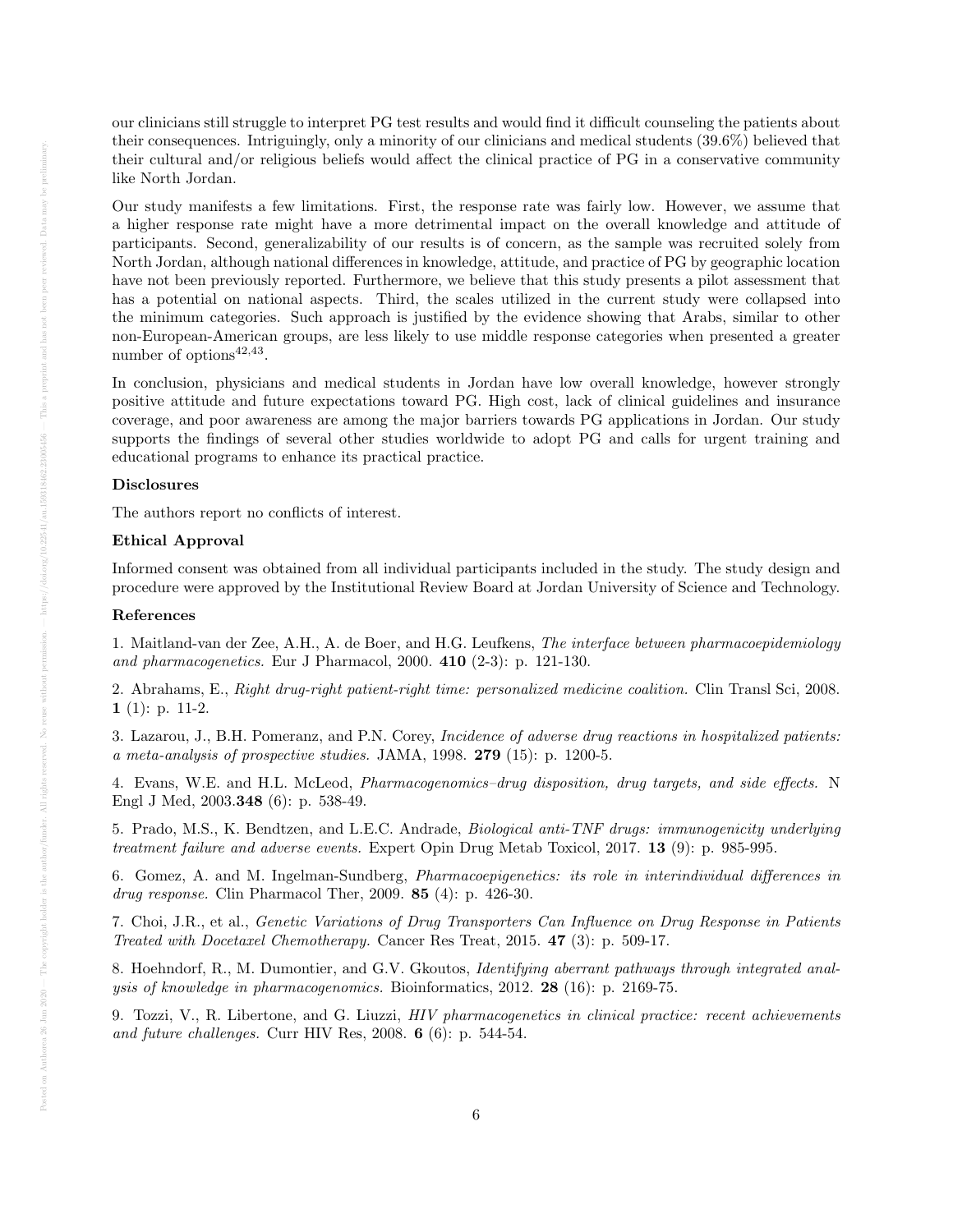our clinicians still struggle to interpret PG test results and would find it difficult counseling the patients about their consequences. Intriguingly, only a minority of our clinicians and medical students (39.6%) believed that their cultural and/or religious beliefs would affect the clinical practice of PG in a conservative community like North Jordan.

Our study manifests a few limitations. First, the response rate was fairly low. However, we assume that a higher response rate might have a more detrimental impact on the overall knowledge and attitude of participants. Second, generalizability of our results is of concern, as the sample was recruited solely from North Jordan, although national differences in knowledge, attitude, and practice of PG by geographic location have not been previously reported. Furthermore, we believe that this study presents a pilot assessment that has a potential on national aspects. Third, the scales utilized in the current study were collapsed into the minimum categories. Such approach is justified by the evidence showing that Arabs, similar to other non-European-American groups, are less likely to use middle response categories when presented a greater number of options[42,43].

In conclusion, physicians and medical students in Jordan have low overall knowledge, however strongly positive attitude and future expectations toward PG. High cost, lack of clinical guidelines and insurance coverage, and poor awareness are among the major barriers towards PG applications in Jordan. Our study supports the findings of several other studies worldwide to adopt PG and calls for urgent training and educational programs to enhance its practical practice.

### Disclosures

The authors report no conflicts of interest.

### Ethical Approval

Informed consent was obtained from all individual participants included in the study. The study design and procedure were approved by the Institutional Review Board at Jordan University of Science and Technology.

### References

1. Maitland-van der Zee, A.H., A. de Boer, and H.G. Leufkens, *The interface between pharmacoepidemiology and pharmacogenetics.* Eur J Pharmacol, 2000. **410** (2-3): p. 121-130.

2. Abrahams, E., *Right drug-right patient-right time: personalized medicine coalition.* Clin Transl Sci, 2008. **1** (1): p. 11-2.

3. Lazarou, J., B.H. Pomeranz, and P.N. Corey, *Incidence of adverse drug reactions in hospitalized patients: a meta-analysis of prospective studies.* JAMA, 1998. **279** (15): p. 1200-5.

4. Evans, W.E. and H.L. McLeod, *Pharmacogenomics–drug disposition, drug targets, and side effects.* N Engl J Med, 2003.**348** (6): p. 538-49.

5. Prado, M.S., K. Bendtzen, and L.E.C. Andrade, *Biological anti-TNF drugs: immunogenicity underlying treatment failure and adverse events.* Expert Opin Drug Metab Toxicol, 2017. **13** (9): p. 985-995.

6. Gomez, A. and M. Ingelman-Sundberg, *Pharmacoepigenetics: its role in interindividual differences in drug response.* Clin Pharmacol Ther, 2009. **85** (4): p. 426-30.

7. Choi, J.R., et al., *Genetic Variations of Drug Transporters Can Influence on Drug Response in Patients Treated with Docetaxel Chemotherapy.* Cancer Res Treat, 2015. **47** (3): p. 509-17.

8. Hoehndorf, R., M. Dumontier, and G.V. Gkoutos, *Identifying aberrant pathways through integrated analysis of knowledge in pharmacogenomics.* Bioinformatics, 2012. **28** (16): p. 2169-75.

9. Tozzi, V., R. Libertone, and G. Liuzzi, *HIV pharmacogenetics in clinical practice: recent achievements and future challenges.* Curr HIV Res, 2008. **6** (6): p. 544-54.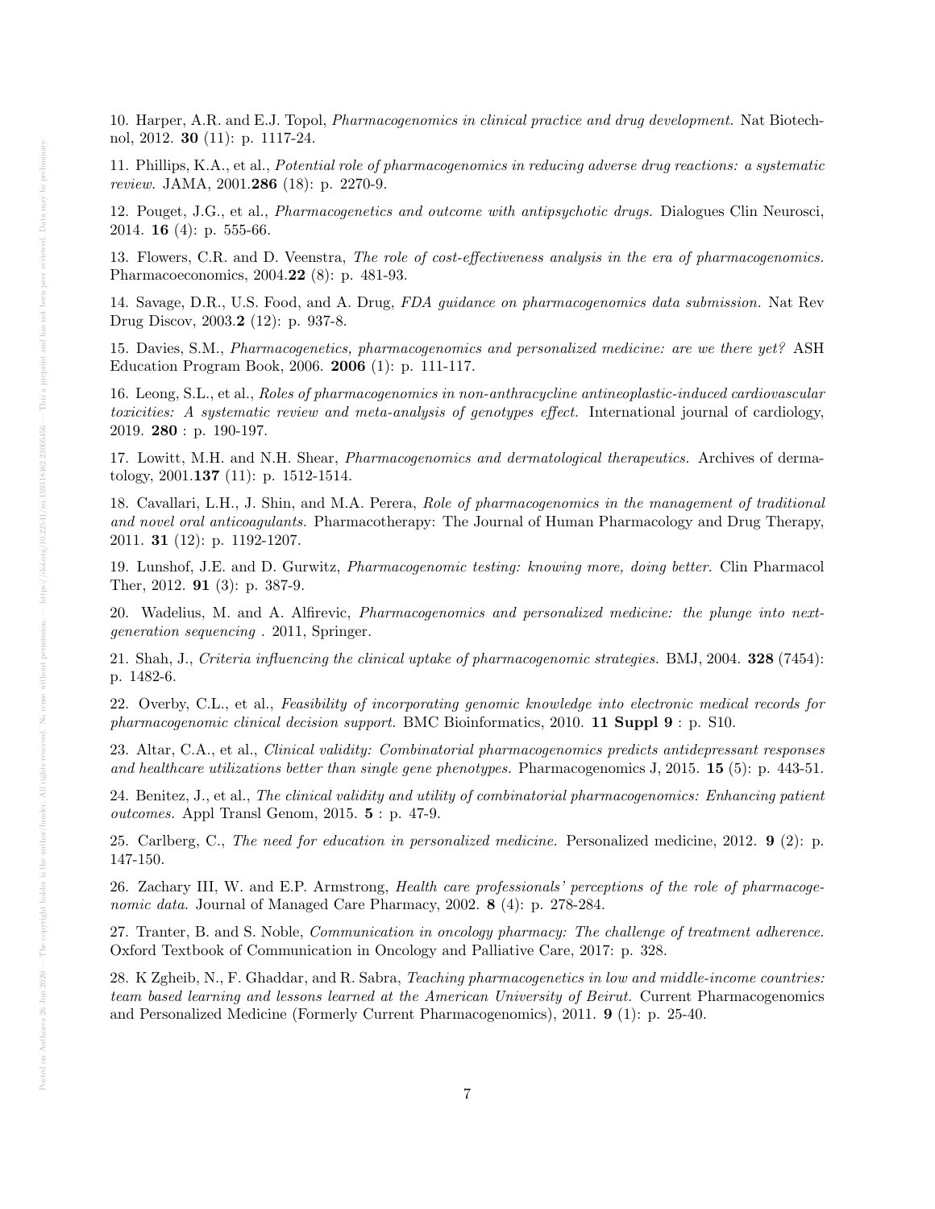10. Harper, A.R. and E.J. Topol, *Pharmacogenomics in clinical practice and drug development.* Nat Biotechnol, 2012. **30** (11): p. 1117-24.

11. Phillips, K.A., et al., *Potential role of pharmacogenomics in reducing adverse drug reactions: a systematic review.* JAMA, 2001.**286** (18): p. 2270-9.

12. Pouget, J.G., et al., *Pharmacogenetics and outcome with antipsychotic drugs.* Dialogues Clin Neurosci, 2014. **16** (4): p. 555-66.

13. Flowers, C.R. and D. Veenstra, *The role of cost-effectiveness analysis in the era of pharmacogenomics.* Pharmacoeconomics, 2004.**22** (8): p. 481-93.

14. Savage, D.R., U.S. Food, and A. Drug, *FDA guidance on pharmacogenomics data submission.* Nat Rev Drug Discov, 2003.**2** (12): p. 937-8.

15. Davies, S.M., *Pharmacogenetics, pharmacogenomics and personalized medicine: are we there yet?* ASH Education Program Book, 2006. **2006** (1): p. 111-117.

16. Leong, S.L., et al., *Roles of pharmacogenomics in non-anthracycline antineoplastic-induced cardiovascular toxicities: A systematic review and meta-analysis of genotypes effect.* International journal of cardiology, 2019. **280** : p. 190-197.

17. Lowitt, M.H. and N.H. Shear, *Pharmacogenomics and dermatological therapeutics.* Archives of dermatology, 2001.**137** (11): p. 1512-1514.

18. Cavallari, L.H., J. Shin, and M.A. Perera, *Role of pharmacogenomics in the management of traditional and novel oral anticoagulants.* Pharmacotherapy: The Journal of Human Pharmacology and Drug Therapy, 2011. **31** (12): p. 1192-1207.

19. Lunshof, J.E. and D. Gurwitz, *Pharmacogenomic testing: knowing more, doing better.* Clin Pharmacol Ther, 2012. **91** (3): p. 387-9.

20. Wadelius, M. and A. Alfirevic, *Pharmacogenomics and personalized medicine: the plunge into next-generation sequencing* . 2011, Springer.

21. Shah, J., *Criteria influencing the clinical uptake of pharmacogenomic strategies.* BMJ, 2004. **328** (7454): p. 1482-6.

22. Overby, C.L., et al., *Feasibility of incorporating genomic knowledge into electronic medical records for pharmacogenomic clinical decision support.* BMC Bioinformatics, 2010. **11 Suppl 9** : p. S10.

23. Altar, C.A., et al., *Clinical validity: Combinatorial pharmacogenomics predicts antidepressant responses and healthcare utilizations better than single gene phenotypes.* Pharmacogenomics J, 2015. **15** (5): p. 443-51.

24. Benitez, J., et al., *The clinical validity and utility of combinatorial pharmacogenomics: Enhancing patient outcomes.* Appl Transl Genom, 2015. **5** : p. 47-9.

25. Carlberg, C., *The need for education in personalized medicine.* Personalized medicine, 2012. **9** (2): p. 147-150.

26. Zachary III, W. and E.P. Armstrong, *Health care professionals' perceptions of the role of pharmacogenomic data.* Journal of Managed Care Pharmacy, 2002. **8** (4): p. 278-284.

27. Tranter, B. and S. Noble, *Communication in oncology pharmacy: The challenge of treatment adherence.* Oxford Textbook of Communication in Oncology and Palliative Care, 2017: p. 328.

28. K Zgheib, N., F. Ghaddar, and R. Sabra, *Teaching pharmacogenetics in low and middle-income countries: team based learning and lessons learned at the American University of Beirut.* Current Pharmacogenomics and Personalized Medicine (Formerly Current Pharmacogenomics), 2011. **9** (1): p. 25-40.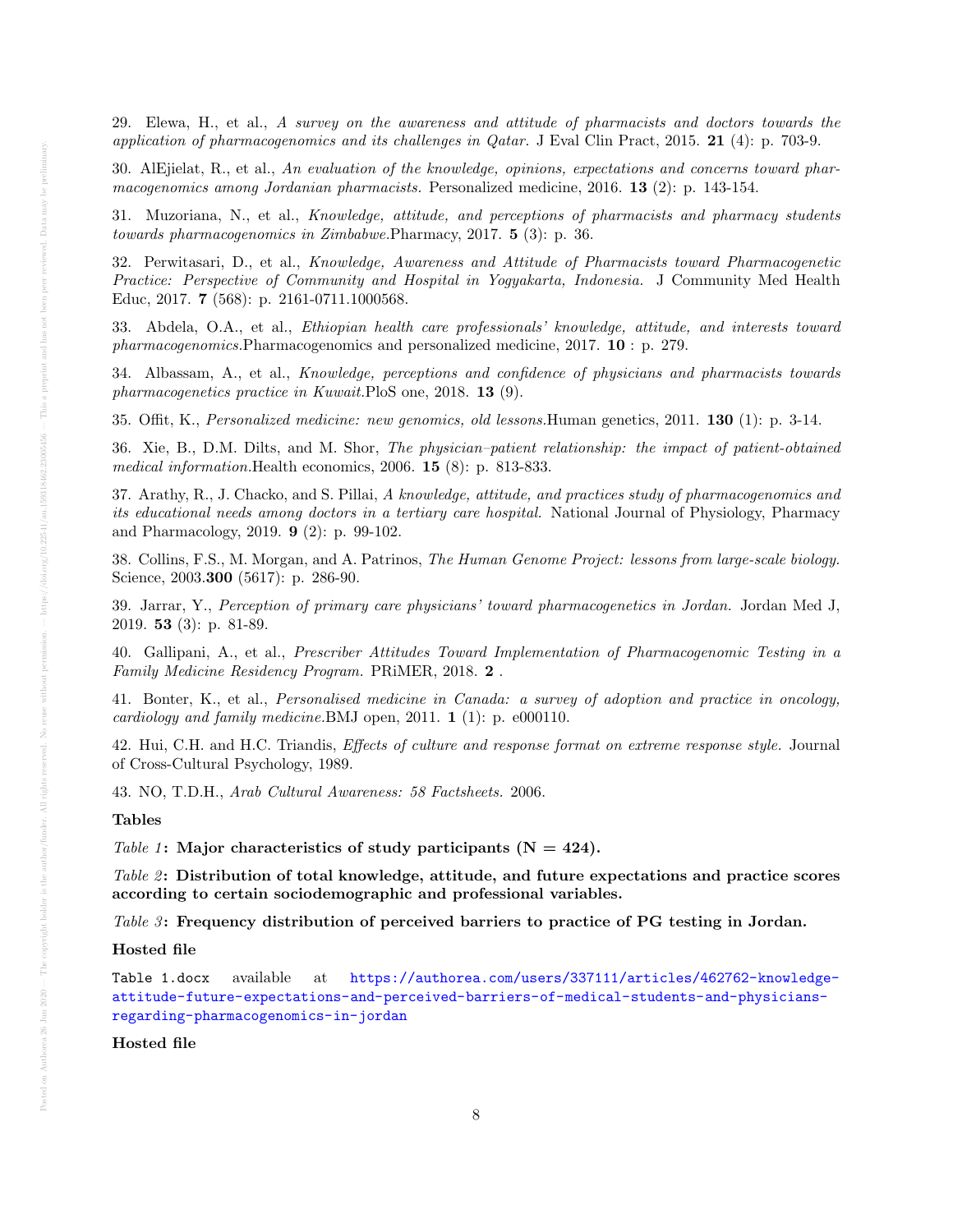29. Elewa, H., et al., *A survey on the awareness and attitude of pharmacists and doctors towards the application of pharmacogenomics and its challenges in Qatar.* J Eval Clin Pract, 2015. **21** (4): p. 703-9.

30. AlEjielat, R., et al., *An evaluation of the knowledge, opinions, expectations and concerns toward pharmacogenomics among Jordanian pharmacists.* Personalized medicine, 2016. **13** (2): p. 143-154.

31. Muzoriana, N., et al., *Knowledge, attitude, and perceptions of pharmacists and pharmacy students towards pharmacogenomics in Zimbabwe.*Pharmacy, 2017. **5** (3): p. 36.

32. Perwitasari, D., et al., *Knowledge, Awareness and Attitude of Pharmacists toward Pharmacogenetic Practice: Perspective of Community and Hospital in Yogyakarta, Indonesia.* J Community Med Health Educ, 2017. **7** (568): p. 2161-0711.1000568.

33. Abdela, O.A., et al., *Ethiopian health care professionals' knowledge, attitude, and interests toward pharmacogenomics.*Pharmacogenomics and personalized medicine, 2017. **10** : p. 279.

34. Albassam, A., et al., *Knowledge, perceptions and confidence of physicians and pharmacists towards pharmacogenetics practice in Kuwait.*PloS one, 2018. **13** (9).

35. Offit, K., *Personalized medicine: new genomics, old lessons.*Human genetics, 2011. **130** (1): p. 3-14.

36. Xie, B., D.M. Dilts, and M. Shor, *The physician–patient relationship: the impact of patient-obtained medical information.*Health economics, 2006. **15** (8): p. 813-833.

37. Arathy, R., J. Chacko, and S. Pillai, *A knowledge, attitude, and practices study of pharmacogenomics and its educational needs among doctors in a tertiary care hospital.* National Journal of Physiology, Pharmacy and Pharmacology, 2019. **9** (2): p. 99-102.

38. Collins, F.S., M. Morgan, and A. Patrinos, *The Human Genome Project: lessons from large-scale biology.* Science, 2003.**300** (5617): p. 286-90.

39. Jarrar, Y., *Perception of primary care physicians' toward pharmacogenetics in Jordan.* Jordan Med J, 2019. **53** (3): p. 81-89.

40. Gallipani, A., et al., *Prescriber Attitudes Toward Implementation of Pharmacogenomic Testing in a Family Medicine Residency Program.* PRiMER, 2018. **2** .

41. Bonter, K., et al., *Personalised medicine in Canada: a survey of adoption and practice in oncology, cardiology and family medicine.*BMJ open, 2011. **1** (1): p. e000110.

42. Hui, C.H. and H.C. Triandis, *Effects of culture and response format on extreme response style.* Journal of Cross-Cultural Psychology, 1989.

43. NO, T.D.H., *Arab Cultural Awareness: 58 Factsheets.* 2006.

**Tables**

*Table 1*: **Major characteristics of study participants (N = 424).**

*Table 2*: **Distribution of total knowledge, attitude, and future expectations and practice scores according to certain sociodemographic and professional variables.**

*Table 3*: **Frequency distribution of perceived barriers to practice of PG testing in Jordan.**

**Hosted file**

`Table 1.docx` available at https://authorea.com/users/337111/articles/462762-knowledge-attitude-future-expectations-and-perceived-barriers-of-medical-students-and-physicians-regarding-pharmacogenomics-in-jordan

**Hosted file**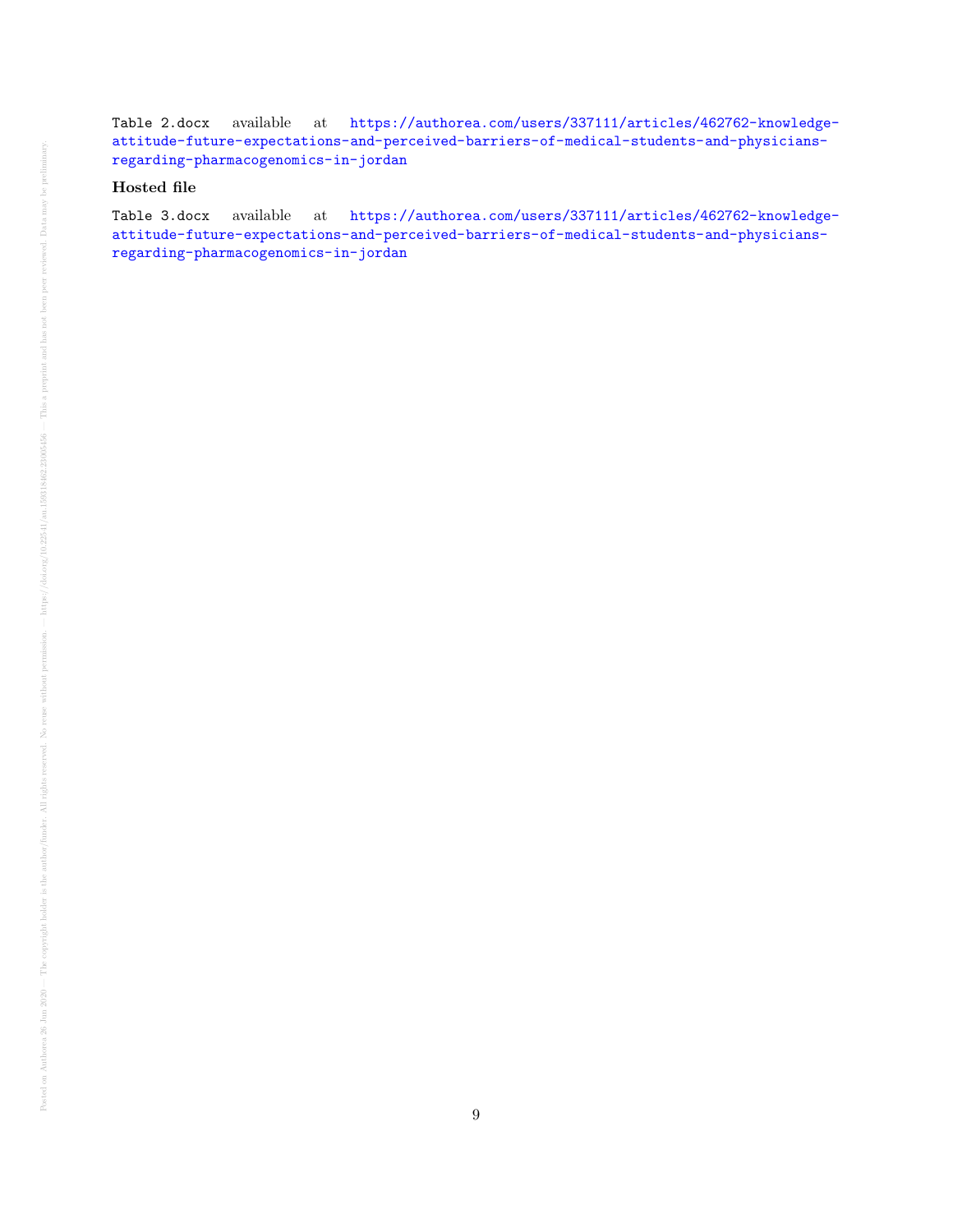Table 2.docx available at https://authorea.com/users/337111/articles/462762-knowledge-attitude-future-expectations-and-perceived-barriers-of-medical-students-and-physicians-regarding-pharmacogenomics-in-jordan

**Hosted file**

Table 3.docx available at https://authorea.com/users/337111/articles/462762-knowledge-attitude-future-expectations-and-perceived-barriers-of-medical-students-and-physicians-regarding-pharmacogenomics-in-jordan